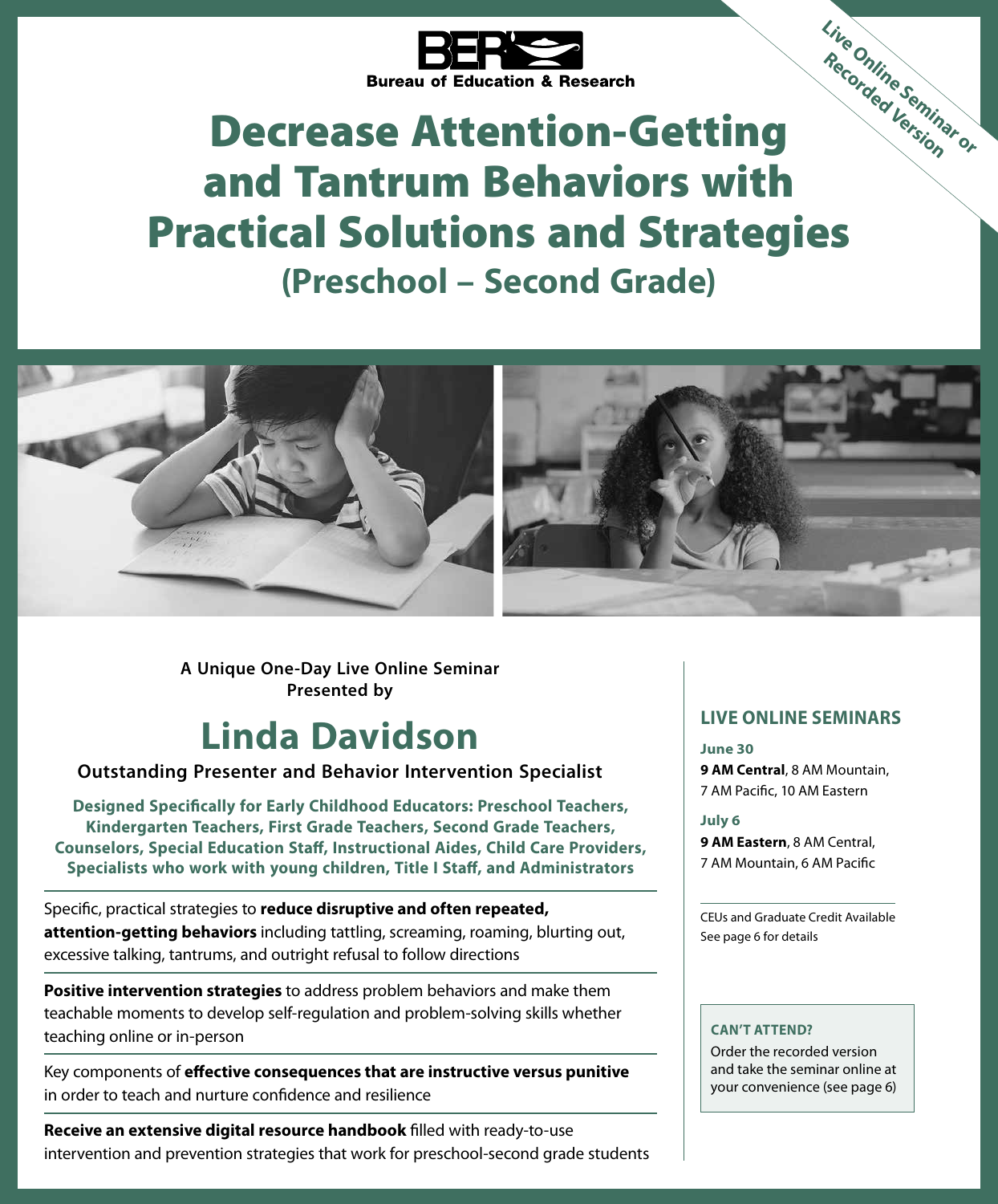**BER**
**Bureau of Education & Research**

*Live Online Seminar or Recorded Version*

# Decrease Attention-Getting and Tantrum Behaviors with Practical Solutions and Strategies

## (Preschool – Second Grade)

**A Unique One-Day Live Online Seminar Presented by**

## Linda Davidson

**Outstanding Presenter and Behavior Intervention Specialist**

**Designed Specifically for Early Childhood Educators: Preschool Teachers, Kindergarten Teachers, First Grade Teachers, Second Grade Teachers, Counselors, Special Education Staff, Instructional Aides, Child Care Providers, Specialists who work with young children, Title I Staff, and Administrators**

---

Specific, practical strategies to **reduce disruptive and often repeated, attention-getting behaviors** including tattling, screaming, roaming, blurting out, excessive talking, tantrums, and outright refusal to follow directions

---

**Positive intervention strategies** to address problem behaviors and make them teachable moments to develop self-regulation and problem-solving skills whether teaching online or in-person

---

Key components of **effective consequences that are instructive versus punitive** in order to teach and nurture confidence and resilience

---

**Receive an extensive digital resource handbook** filled with ready-to-use intervention and prevention strategies that work for preschool-second grade students

### LIVE ONLINE SEMINARS

**June 30**
**9 AM Central**, 8 AM Mountain, 7 AM Pacific, 10 AM Eastern

**July 6**
**9 AM Eastern**, 8 AM Central, 7 AM Mountain, 6 AM Pacific

CEUs and Graduate Credit Available
See page 6 for details

**CAN'T ATTEND?**
Order the recorded version and take the seminar online at your convenience (see page 6)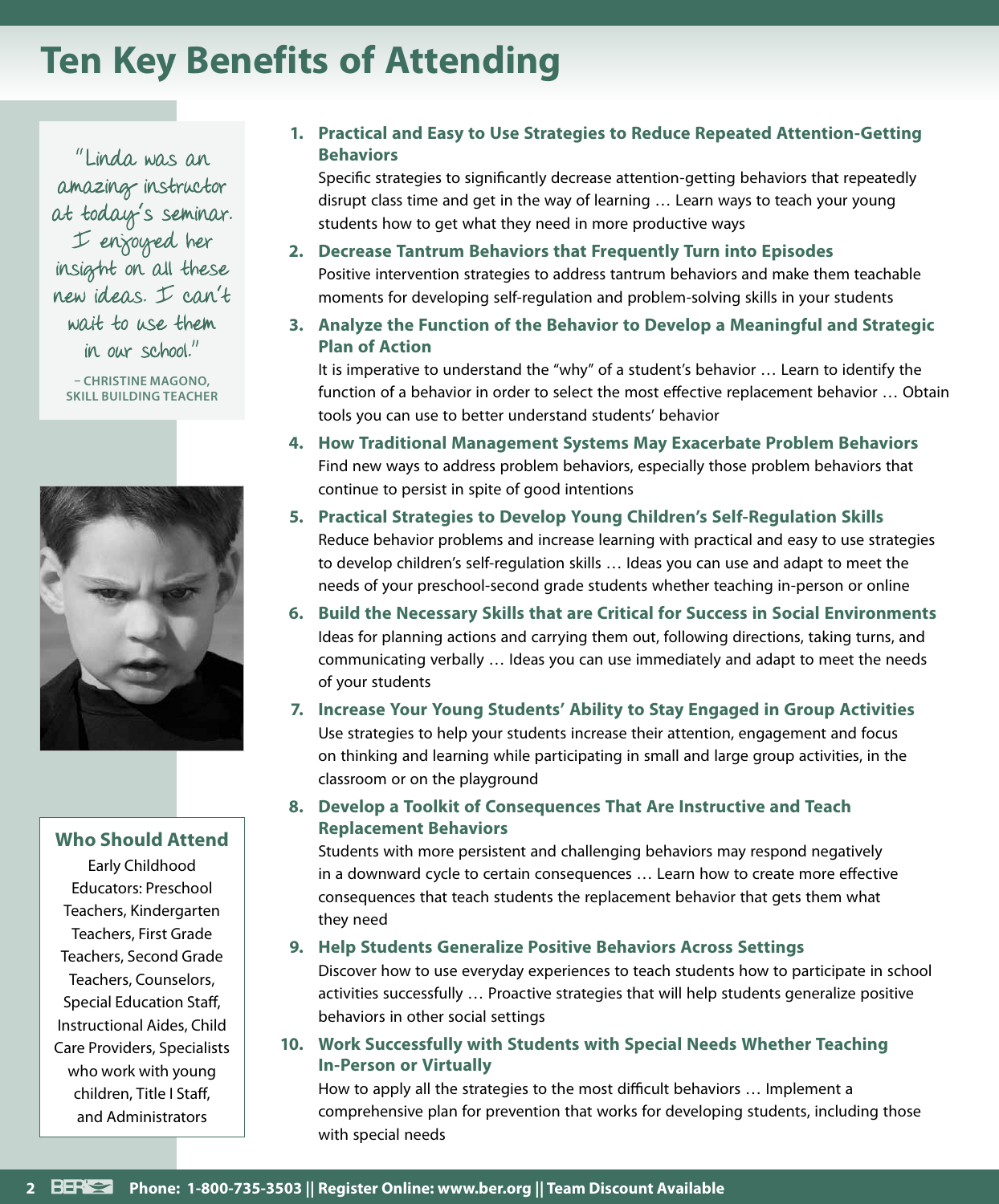# Ten Key Benefits of Attending

"Linda was an amazing instructor at today's seminar. I enjoyed her insight on all these new ideas. I can't wait to use them in our school."

**– CHRISTINE MAGONO, SKILL BUILDING TEACHER**

1. **Practical and Easy to Use Strategies to Reduce Repeated Attention-Getting Behaviors**
   Specific strategies to significantly decrease attention-getting behaviors that repeatedly disrupt class time and get in the way of learning … Learn ways to teach your young students how to get what they need in more productive ways

2. **Decrease Tantrum Behaviors that Frequently Turn into Episodes**
   Positive intervention strategies to address tantrum behaviors and make them teachable moments for developing self-regulation and problem-solving skills in your students

3. **Analyze the Function of the Behavior to Develop a Meaningful and Strategic Plan of Action**
   It is imperative to understand the "why" of a student's behavior … Learn to identify the function of a behavior in order to select the most effective replacement behavior … Obtain tools you can use to better understand students' behavior

4. **How Traditional Management Systems May Exacerbate Problem Behaviors**
   Find new ways to address problem behaviors, especially those problem behaviors that continue to persist in spite of good intentions

5. **Practical Strategies to Develop Young Children's Self-Regulation Skills**
   Reduce behavior problems and increase learning with practical and easy to use strategies to develop children's self-regulation skills … Ideas you can use and adapt to meet the needs of your preschool-second grade students whether teaching in-person or online

6. **Build the Necessary Skills that are Critical for Success in Social Environments**
   Ideas for planning actions and carrying them out, following directions, taking turns, and communicating verbally … Ideas you can use immediately and adapt to meet the needs of your students

7. **Increase Your Young Students' Ability to Stay Engaged in Group Activities**
   Use strategies to help your students increase their attention, engagement and focus on thinking and learning while participating in small and large group activities, in the classroom or on the playground

8. **Develop a Toolkit of Consequences That Are Instructive and Teach Replacement Behaviors**
   Students with more persistent and challenging behaviors may respond negatively in a downward cycle to certain consequences … Learn how to create more effective consequences that teach students the replacement behavior that gets them what they need

9. **Help Students Generalize Positive Behaviors Across Settings**
   Discover how to use everyday experiences to teach students how to participate in school activities successfully … Proactive strategies that will help students generalize positive behaviors in other social settings

10. **Work Successfully with Students with Special Needs Whether Teaching In-Person or Virtually**
    How to apply all the strategies to the most difficult behaviors … Implement a comprehensive plan for prevention that works for developing students, including those with special needs

## Who Should Attend

Early Childhood Educators: Preschool Teachers, Kindergarten Teachers, First Grade Teachers, Second Grade Teachers, Counselors, Special Education Staff, Instructional Aides, Child Care Providers, Specialists who work with young children, Title I Staff, and Administrators

Phone: 1-800-735-3503 || Register Online: www.ber.org || Team Discount Available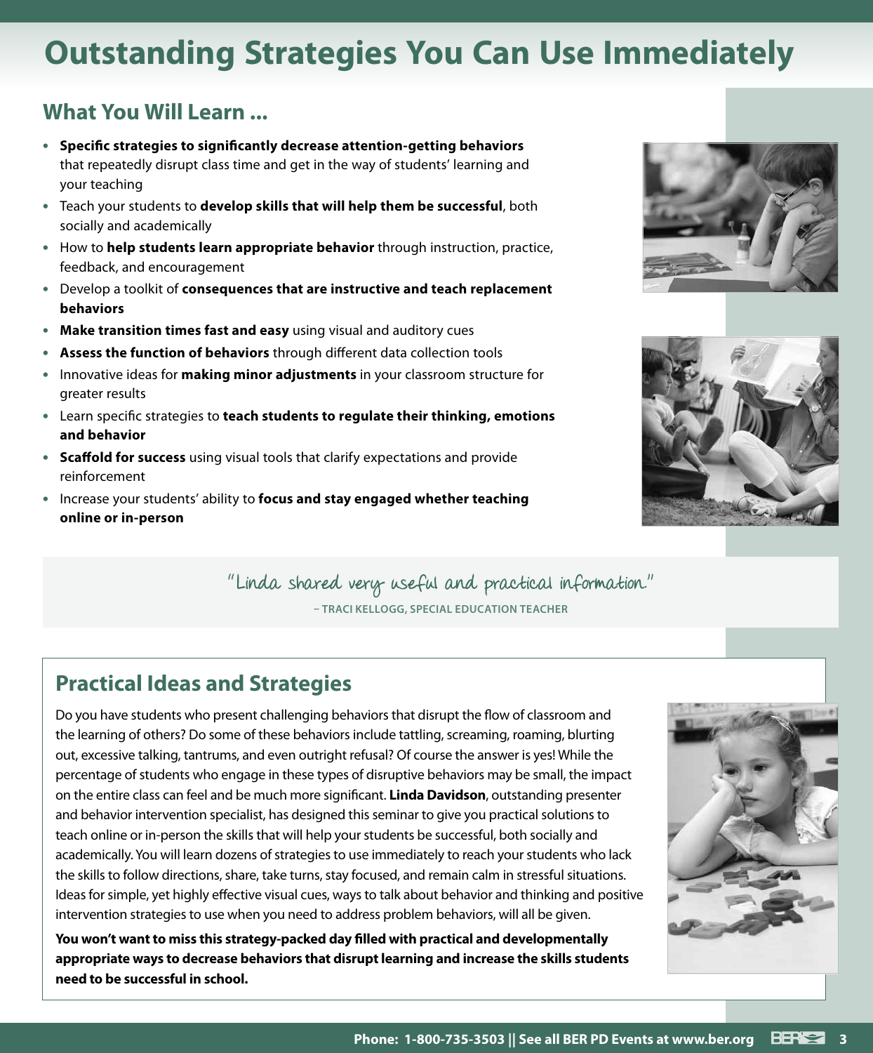# Outstanding Strategies You Can Use Immediately

## What You Will Learn ...

- **Specific strategies to significantly decrease attention-getting behaviors** that repeatedly disrupt class time and get in the way of students' learning and your teaching
- Teach your students to **develop skills that will help them be successful**, both socially and academically
- How to **help students learn appropriate behavior** through instruction, practice, feedback, and encouragement
- Develop a toolkit of **consequences that are instructive and teach replacement behaviors**
- **Make transition times fast and easy** using visual and auditory cues
- **Assess the function of behaviors** through different data collection tools
- Innovative ideas for **making minor adjustments** in your classroom structure for greater results
- Learn specific strategies to **teach students to regulate their thinking, emotions and behavior**
- **Scaffold for success** using visual tools that clarify expectations and provide reinforcement
- Increase your students' ability to **focus and stay engaged whether teaching online or in-person**

"Linda shared very useful and practical information."

– TRACI KELLOGG, SPECIAL EDUCATION TEACHER

## Practical Ideas and Strategies

Do you have students who present challenging behaviors that disrupt the flow of classroom and the learning of others? Do some of these behaviors include tattling, screaming, roaming, blurting out, excessive talking, tantrums, and even outright refusal? Of course the answer is yes! While the percentage of students who engage in these types of disruptive behaviors may be small, the impact on the entire class can feel and be much more significant. **Linda Davidson**, outstanding presenter and behavior intervention specialist, has designed this seminar to give you practical solutions to teach online or in-person the skills that will help your students be successful, both socially and academically. You will learn dozens of strategies to use immediately to reach your students who lack the skills to follow directions, share, take turns, stay focused, and remain calm in stressful situations. Ideas for simple, yet highly effective visual cues, ways to talk about behavior and thinking and positive intervention strategies to use when you need to address problem behaviors, will all be given.

**You won't want to miss this strategy-packed day filled with practical and developmentally appropriate ways to decrease behaviors that disrupt learning and increase the skills students need to be successful in school.**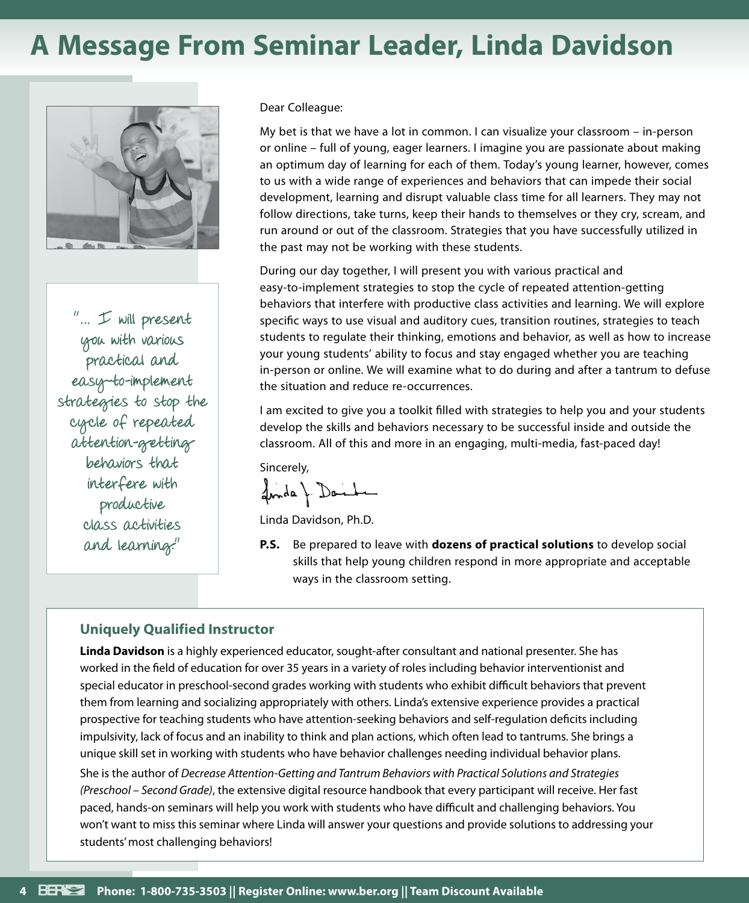# A Message From Seminar Leader, Linda Davidson

"... I will present you with various practical and easy-to-implement strategies to stop the cycle of repeated attention-getting behaviors that interfere with productive class activities and learning."

Dear Colleague:

My bet is that we have a lot in common. I can visualize your classroom – in-person or online – full of young, eager learners. I imagine you are passionate about making an optimum day of learning for each of them. Today's young learner, however, comes to us with a wide range of experiences and behaviors that can impede their social development, learning and disrupt valuable class time for all learners. They may not follow directions, take turns, keep their hands to themselves or they cry, scream, and run around or out of the classroom. Strategies that you have successfully utilized in the past may not be working with these students.

During our day together, I will present you with various practical and easy-to-implement strategies to stop the cycle of repeated attention-getting behaviors that interfere with productive class activities and learning. We will explore specific ways to use visual and auditory cues, transition routines, strategies to teach students to regulate their thinking, emotions and behavior, as well as how to increase your young students' ability to focus and stay engaged whether you are teaching in-person or online. We will examine what to do during and after a tantrum to defuse the situation and reduce re-occurrences.

I am excited to give you a toolkit filled with strategies to help you and your students develop the skills and behaviors necessary to be successful inside and outside the classroom. All of this and more in an engaging, multi-media, fast-paced day!

Sincerely,

Linda Davidson, Ph.D.

**P.S.** Be prepared to leave with **dozens of practical solutions** to develop social skills that help young children respond in more appropriate and acceptable ways in the classroom setting.

### Uniquely Qualified Instructor

**Linda Davidson** is a highly experienced educator, sought-after consultant and national presenter. She has worked in the field of education for over 35 years in a variety of roles including behavior interventionist and special educator in preschool-second grades working with students who exhibit difficult behaviors that prevent them from learning and socializing appropriately with others. Linda's extensive experience provides a practical prospective for teaching students who have attention-seeking behaviors and self-regulation deficits including impulsivity, lack of focus and an inability to think and plan actions, which often lead to tantrums. She brings a unique skill set in working with students who have behavior challenges needing individual behavior plans.

She is the author of *Decrease Attention-Getting and Tantrum Behaviors with Practical Solutions and Strategies (Preschool – Second Grade)*, the extensive digital resource handbook that every participant will receive. Her fast paced, hands-on seminars will help you work with students who have difficult and challenging behaviors. You won't want to miss this seminar where Linda will answer your questions and provide solutions to addressing your students' most challenging behaviors!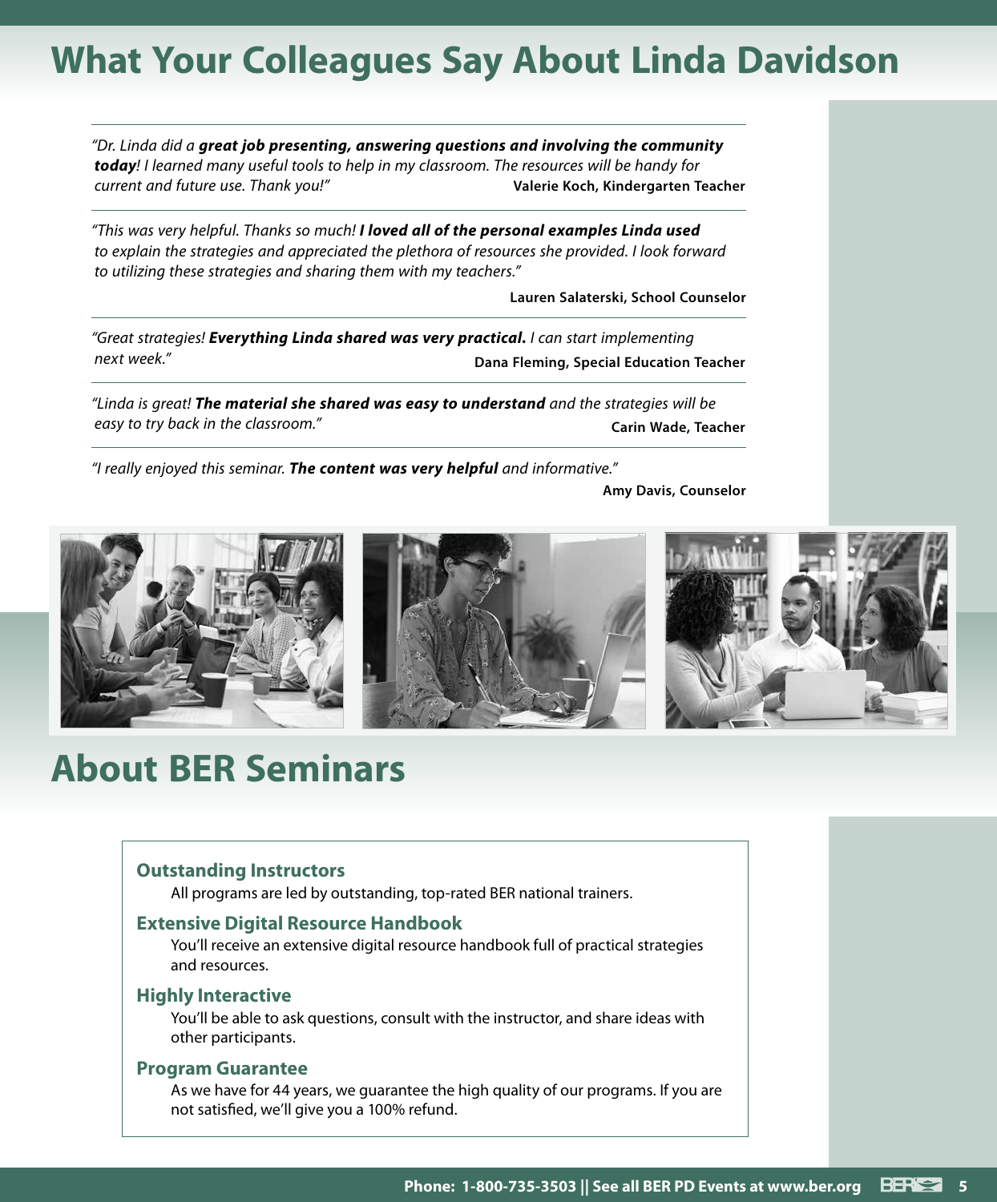# What Your Colleagues Say About Linda Davidson

*"Dr. Linda did a* ***great job presenting, answering questions and involving the community today****! I learned many useful tools to help in my classroom. The resources will be handy for current and future use. Thank you!"*

**Valerie Koch, Kindergarten Teacher**

---

*"This was very helpful. Thanks so much!* ***I loved all of the personal examples Linda used*** *to explain the strategies and appreciated the plethora of resources she provided. I look forward to utilizing these strategies and sharing them with my teachers."*

**Lauren Salaterski, School Counselor**

---

*"Great strategies!* ***Everything Linda shared was very practical.*** *I can start implementing next week."*

**Dana Fleming, Special Education Teacher**

---

*"Linda is great!* ***The material she shared was easy to understand*** *and the strategies will be easy to try back in the classroom."*

**Carin Wade, Teacher**

---

*"I really enjoyed this seminar.* ***The content was very helpful*** *and informative."*

**Amy Davis, Counselor**

# About BER Seminars

### Outstanding Instructors

All programs are led by outstanding, top-rated BER national trainers.

### Extensive Digital Resource Handbook

You'll receive an extensive digital resource handbook full of practical strategies and resources.

### Highly Interactive

You'll be able to ask questions, consult with the instructor, and share ideas with other participants.

### Program Guarantee

As we have for 44 years, we guarantee the high quality of our programs. If you are not satisfied, we'll give you a 100% refund.

**Phone: 1-800-735-3503 || See all BER PD Events at www.ber.org**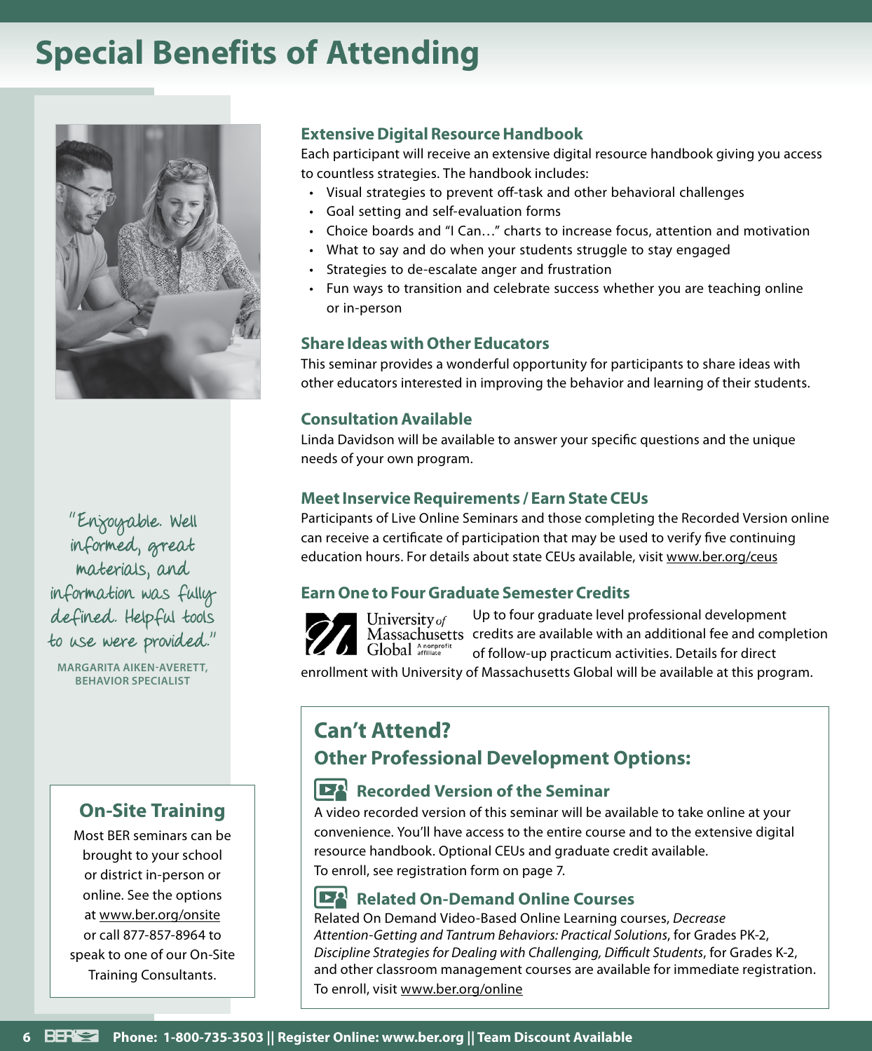# Special Benefits of Attending

### Extensive Digital Resource Handbook

Each participant will receive an extensive digital resource handbook giving you access to countless strategies. The handbook includes:

- Visual strategies to prevent off-task and other behavioral challenges
- Goal setting and self-evaluation forms
- Choice boards and "I Can…" charts to increase focus, attention and motivation
- What to say and do when your students struggle to stay engaged
- Strategies to de-escalate anger and frustration
- Fun ways to transition and celebrate success whether you are teaching online or in-person

### Share Ideas with Other Educators

This seminar provides a wonderful opportunity for participants to share ideas with other educators interested in improving the behavior and learning of their students.

### Consultation Available

Linda Davidson will be available to answer your specific questions and the unique needs of your own program.

### Meet Inservice Requirements / Earn State CEUs

Participants of Live Online Seminars and those completing the Recorded Version online can receive a certificate of participation that may be used to verify five continuing education hours. For details about state CEUs available, visit www.ber.org/ceus

### Earn One to Four Graduate Semester Credits

University of Massachusetts Global — A nonprofit affiliate

Up to four graduate level professional development credits are available with an additional fee and completion of follow-up practicum activities. Details for direct enrollment with University of Massachusetts Global will be available at this program.

"Enjoyable. Well informed, great materials, and information was fully defined. Helpful tools to use were provided."

**MARGARITA AIKEN-AVERETT, BEHAVIOR SPECIALIST**

## Can't Attend?

## Other Professional Development Options:

### Recorded Version of the Seminar

A video recorded version of this seminar will be available to take online at your convenience. You'll have access to the entire course and to the extensive digital resource handbook. Optional CEUs and graduate credit available. To enroll, see registration form on page 7.

### Related On-Demand Online Courses

Related On Demand Video-Based Online Learning courses, *Decrease Attention-Getting and Tantrum Behaviors: Practical Solutions*, for Grades PK-2, *Discipline Strategies for Dealing with Challenging, Difficult Students*, for Grades K-2, and other classroom management courses are available for immediate registration. To enroll, visit www.ber.org/online

## On-Site Training

Most BER seminars can be brought to your school or district in-person or online. See the options at www.ber.org/onsite or call 877-857-8964 to speak to one of our On-Site Training Consultants.

**Phone: 1-800-735-3503 || Register Online: www.ber.org || Team Discount Available**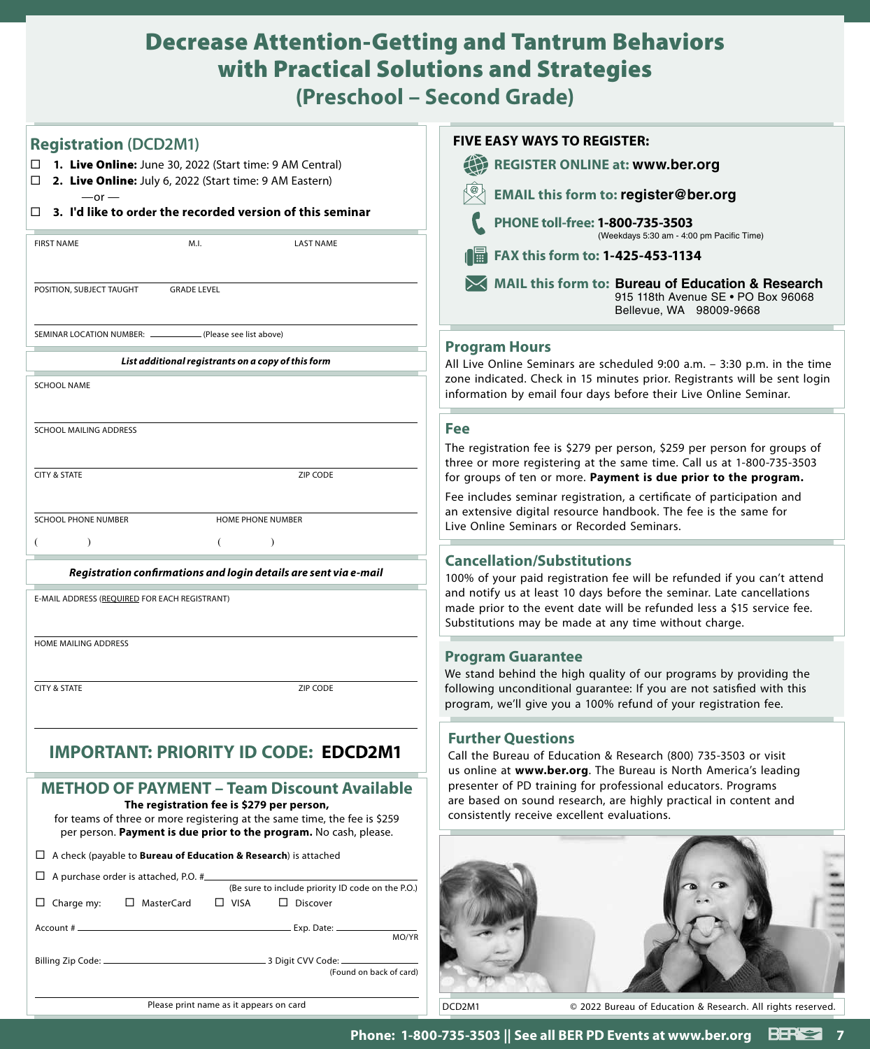# Decrease Attention-Getting and Tantrum Behaviors with Practical Solutions and Strategies
## (Preschool – Second Grade)

## Registration (DCD2M1)

- ☐ **1. Live Online:** June 30, 2022 (Start time: 9 AM Central)
- ☐ **2. Live Online:** July 6, 2022 (Start time: 9 AM Eastern)

—or —

- ☐ **3. I'd like to order the recorded version of this seminar**

FIRST NAME | M.I. | LAST NAME

POSITION, SUBJECT TAUGHT | GRADE LEVEL

SEMINAR LOCATION NUMBER: ________ (Please see list above)

***List additional registrants on a copy of this form***

SCHOOL NAME

SCHOOL MAILING ADDRESS

CITY & STATE | ZIP CODE

SCHOOL PHONE NUMBER | HOME PHONE NUMBER

( ) ( )

***Registration confirmations and login details are sent via e-mail***

E-MAIL ADDRESS (REQUIRED FOR EACH REGISTRANT)

HOME MAILING ADDRESS

CITY & STATE | ZIP CODE

## IMPORTANT: PRIORITY ID CODE: **EDCD2M1**

## METHOD OF PAYMENT – Team Discount Available

**The registration fee is $279 per person,** for teams of three or more registering at the same time, the fee is $259 per person. **Payment is due prior to the program.** No cash, please.

- ☐ A check (payable to **Bureau of Education & Research**) is attached
- ☐ A purchase order is attached, P.O. #________ (Be sure to include priority ID code on the P.O.)
- ☐ Charge my: ☐ MasterCard ☐ VISA ☐ Discover

Account # ________ Exp. Date: ________ MO/YR

Billing Zip Code: ________ 3 Digit CVV Code: ________ (Found on back of card)

Please print name as it appears on card

## FIVE EASY WAYS TO REGISTER:

- **REGISTER ONLINE at: www.ber.org**
- **EMAIL this form to: register@ber.org**
- **PHONE toll-free: 1-800-735-3503** (Weekdays 5:30 am - 4:00 pm Pacific Time)
- **FAX this form to: 1-425-453-1134**
- **MAIL this form to: Bureau of Education & Research**
  915 118th Avenue SE • PO Box 96068
  Bellevue, WA 98009-9668

## Program Hours

All Live Online Seminars are scheduled 9:00 a.m. – 3:30 p.m. in the time zone indicated. Check in 15 minutes prior. Registrants will be sent login information by email four days before their Live Online Seminar.

## Fee

The registration fee is $279 per person, $259 per person for groups of three or more registering at the same time. Call us at 1-800-735-3503 for groups of ten or more. **Payment is due prior to the program.**

Fee includes seminar registration, a certificate of participation and an extensive digital resource handbook. The fee is the same for Live Online Seminars or Recorded Seminars.

## Cancellation/Substitutions

100% of your paid registration fee will be refunded if you can't attend and notify us at least 10 days before the seminar. Late cancellations made prior to the event date will be refunded less a $15 service fee. Substitutions may be made at any time without charge.

## Program Guarantee

We stand behind the high quality of our programs by providing the following unconditional guarantee: If you are not satisfied with this program, we'll give you a 100% refund of your registration fee.

## Further Questions

Call the Bureau of Education & Research (800) 735-3503 or visit us online at **www.ber.org**. The Bureau is North America's leading presenter of PD training for professional educators. Programs are based on sound research, are highly practical in content and consistently receive excellent evaluations.

DCD2M1 © 2022 Bureau of Education & Research. All rights reserved.

**Phone: 1-800-735-3503 || See all BER PD Events at www.ber.org**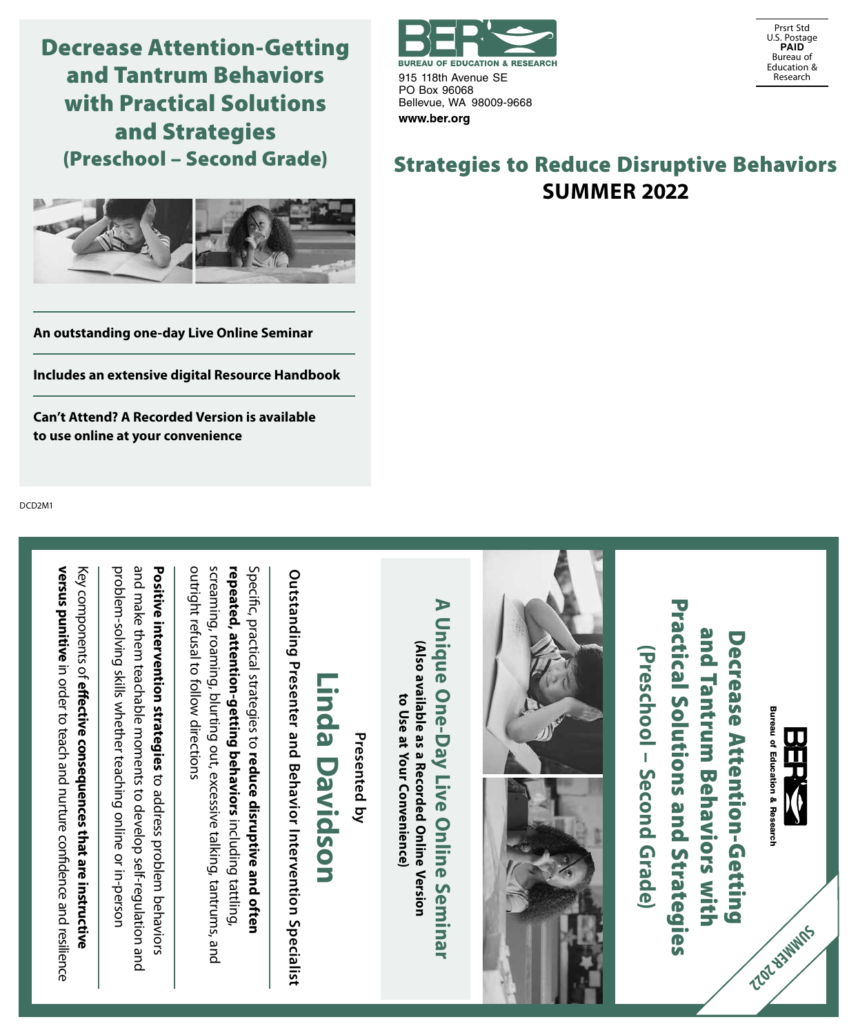# Decrease Attention-Getting and Tantrum Behaviors with Practical Solutions and Strategies (Preschool – Second Grade)

**An outstanding one-day Live Online Seminar**

**Includes an extensive digital Resource Handbook**

**Can't Attend? A Recorded Version is available to use online at your convenience**

DCD2M1

BER BUREAU OF EDUCATION & RESEARCH
915 118th Avenue SE
PO Box 96068
Bellevue, WA 98009-9668
**www.ber.org**

Prsrt Std
U.S. Postage
**PAID**
Bureau of Education & Research

## Strategies to Reduce Disruptive Behaviors
## SUMMER 2022

Bureau of Education & Research

SUMMER 2022

# Decrease Attention-Getting and Tantrum Behaviors with Practical Solutions and Strategies (Preschool – Second Grade)

## A Unique One-Day Live Online Seminar
**(Also available as a Recorded Online Version to Use at Your Convenience)**

Presented by
## Linda Davidson

**Outstanding Presenter and Behavior Intervention Specialist**

Specific, practical strategies to **reduce disruptive and often repeated, attention-getting behaviors** including tattling, screaming, roaming, blurting out, excessive talking, tantrums, and outright refusal to follow directions

**Positive intervention strategies** to address problem behaviors and make them teachable moments to develop self-regulation and problem-solving skills whether teaching online or in-person

Key components of **effective consequences that are instructive versus punitive** in order to teach and nurture confidence and resilience